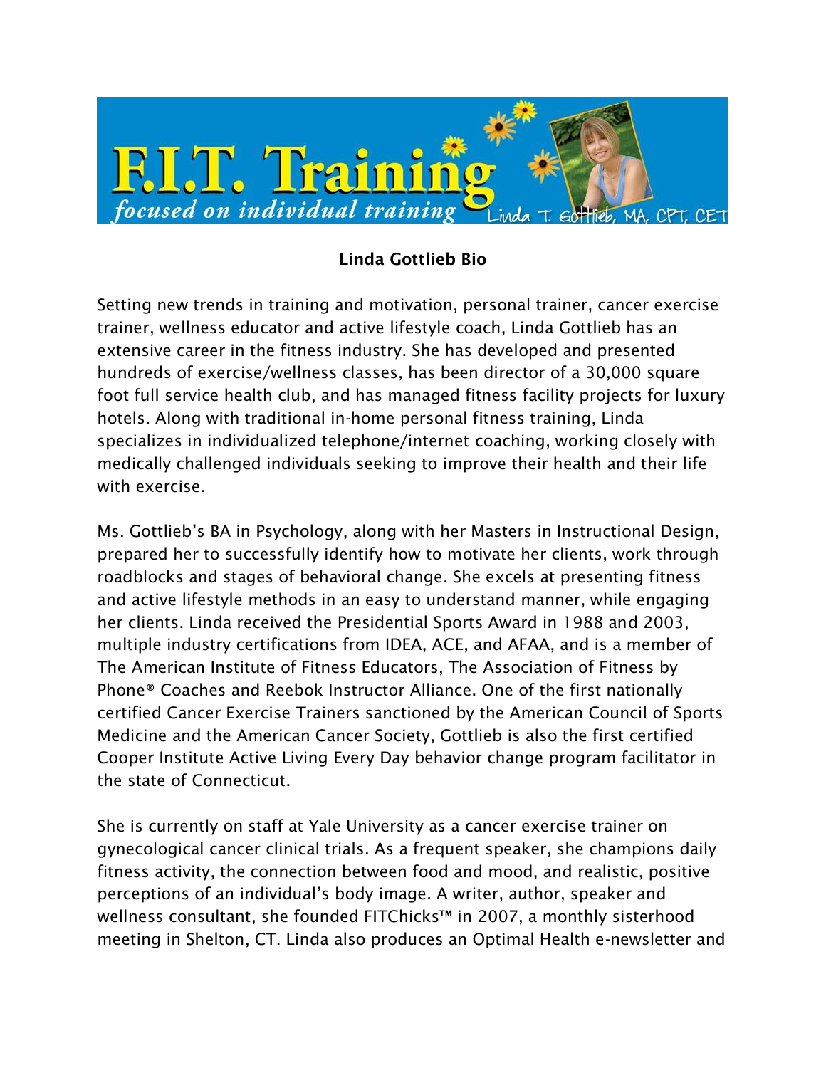# F.I.T. Training

*focused on individual training*

Linda T. Gottlieb, MA, CPT, CET

**Linda Gottlieb Bio**

Setting new trends in training and motivation, personal trainer, cancer exercise trainer, wellness educator and active lifestyle coach, Linda Gottlieb has an extensive career in the fitness industry. She has developed and presented hundreds of exercise/wellness classes, has been director of a 30,000 square foot full service health club, and has managed fitness facility projects for luxury hotels. Along with traditional in-home personal fitness training, Linda specializes in individualized telephone/internet coaching, working closely with medically challenged individuals seeking to improve their health and their life with exercise.

Ms. Gottlieb's BA in Psychology, along with her Masters in Instructional Design, prepared her to successfully identify how to motivate her clients, work through roadblocks and stages of behavioral change. She excels at presenting fitness and active lifestyle methods in an easy to understand manner, while engaging her clients. Linda received the Presidential Sports Award in 1988 and 2003, multiple industry certifications from IDEA, ACE, and AFAA, and is a member of The American Institute of Fitness Educators, The Association of Fitness by Phone® Coaches and Reebok Instructor Alliance. One of the first nationally certified Cancer Exercise Trainers sanctioned by the American Council of Sports Medicine and the American Cancer Society, Gottlieb is also the first certified Cooper Institute Active Living Every Day behavior change program facilitator in the state of Connecticut.

She is currently on staff at Yale University as a cancer exercise trainer on gynecological cancer clinical trials. As a frequent speaker, she champions daily fitness activity, the connection between food and mood, and realistic, positive perceptions of an individual's body image. A writer, author, speaker and wellness consultant, she founded FITChicks™ in 2007, a monthly sisterhood meeting in Shelton, CT. Linda also produces an Optimal Health e-newsletter and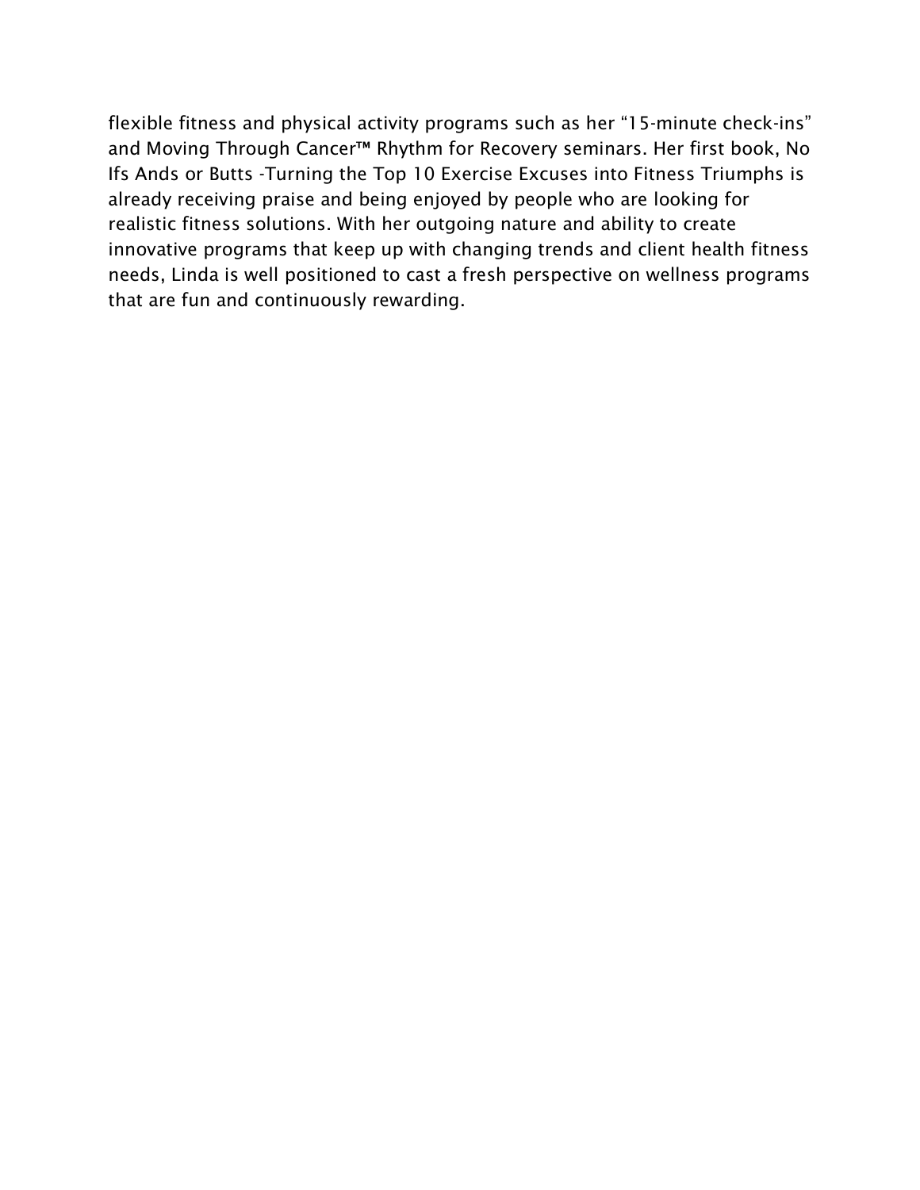flexible fitness and physical activity programs such as her “15-minute check-ins” and Moving Through Cancer™ Rhythm for Recovery seminars. Her first book, No Ifs Ands or Butts -Turning the Top 10 Exercise Excuses into Fitness Triumphs is already receiving praise and being enjoyed by people who are looking for realistic fitness solutions. With her outgoing nature and ability to create innovative programs that keep up with changing trends and client health fitness needs, Linda is well positioned to cast a fresh perspective on wellness programs that are fun and continuously rewarding.